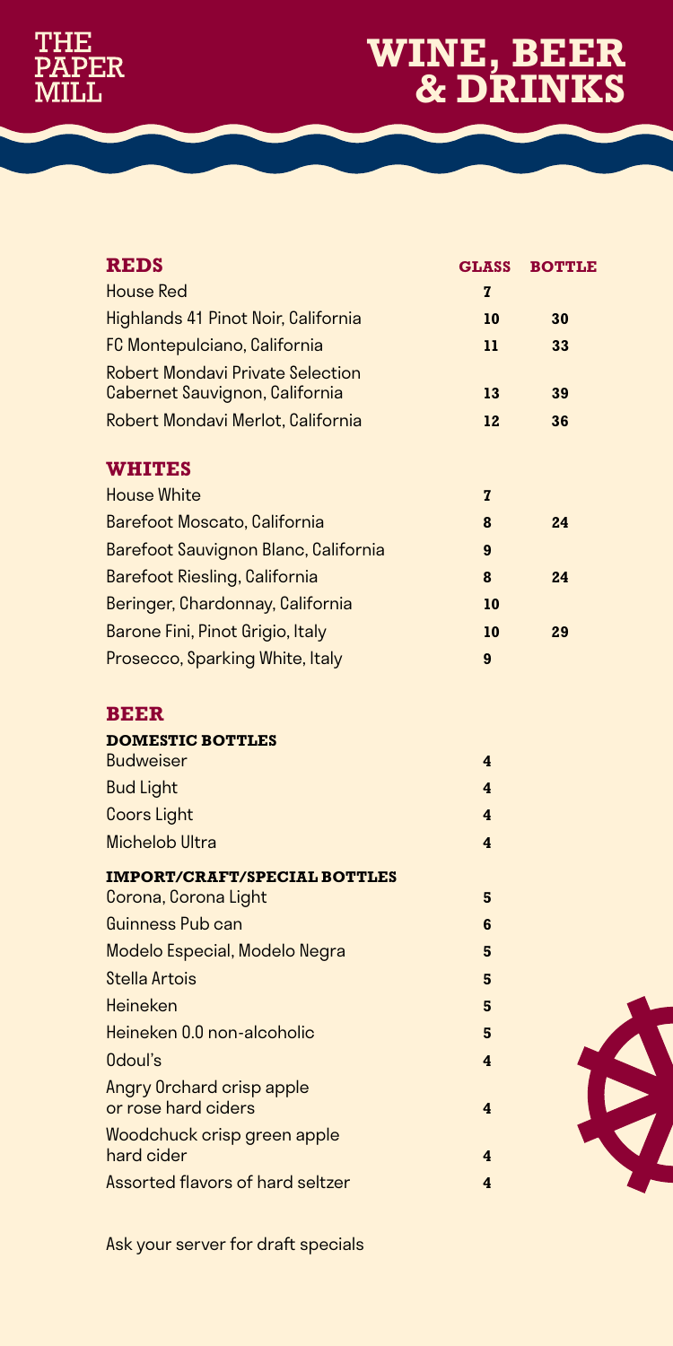# THE PAPER MILL

# WINE, BEER & DRINKS

| REDS | GLASS | BOTTLE |
| --- | --- | --- |
| House Red | 7 | |
| Highlands 41 Pinot Noir, California | 10 | 30 |
| FC Montepulciano, California | 11 | 33 |
| Robert Mondavi Private Selection Cabernet Sauvignon, California | 13 | 39 |
| Robert Mondavi Merlot, California | 12 | 36 |

| WHITES | GLASS | BOTTLE |
| --- | --- | --- |
| House White | 7 | |
| Barefoot Moscato, California | 8 | 24 |
| Barefoot Sauvignon Blanc, California | 9 | |
| Barefoot Riesling, California | 8 | 24 |
| Beringer, Chardonnay, California | 10 | |
| Barone Fini, Pinot Grigio, Italy | 10 | 29 |
| Prosecco, Sparking White, Italy | 9 | |

## BEER

### DOMESTIC BOTTLES

| Item | Price |
| --- | --- |
| Budweiser | 4 |
| Bud Light | 4 |
| Coors Light | 4 |
| Michelob Ultra | 4 |

### IMPORT/CRAFT/SPECIAL BOTTLES

| Item | Price |
| --- | --- |
| Corona, Corona Light | 5 |
| Guinness Pub can | 6 |
| Modelo Especial, Modelo Negra | 5 |
| Stella Artois | 5 |
| Heineken | 5 |
| Heineken 0.0 non-alcoholic | 5 |
| Odoul's | 4 |
| Angry Orchard crisp apple or rose hard ciders | 4 |
| Woodchuck crisp green apple hard cider | 4 |
| Assorted flavors of hard seltzer | 4 |

Ask your server for draft specials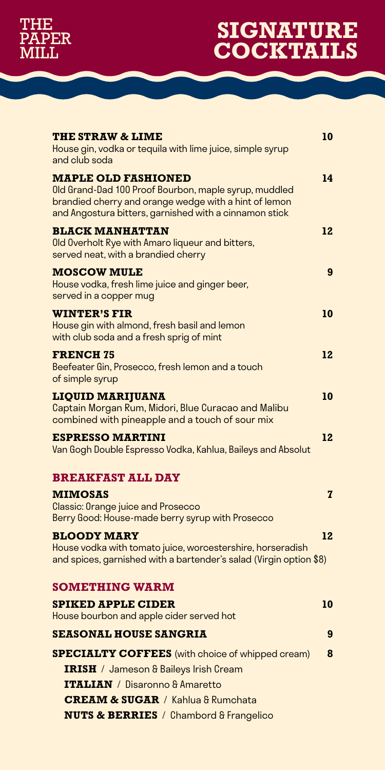THE PAPER MILL

# SIGNATURE COCKTAILS

**THE STRAW & LIME** — 10
House gin, vodka or tequila with lime juice, simple syrup and club soda

**MAPLE OLD FASHIONED** — 14
Old Grand-Dad 100 Proof Bourbon, maple syrup, muddled brandied cherry and orange wedge with a hint of lemon and Angostura bitters, garnished with a cinnamon stick

**BLACK MANHATTAN** — 12
Old Overholt Rye with Amaro liqueur and bitters, served neat, with a brandied cherry

**MOSCOW MULE** — 9
House vodka, fresh lime juice and ginger beer, served in a copper mug

**WINTER'S FIR** — 10
House gin with almond, fresh basil and lemon with club soda and a fresh sprig of mint

**FRENCH 75** — 12
Beefeater Gin, Prosecco, fresh lemon and a touch of simple syrup

**LIQUID MARIJUANA** — 10
Captain Morgan Rum, Midori, Blue Curacao and Malibu combined with pineapple and a touch of sour mix

**ESPRESSO MARTINI** — 12
Van Gogh Double Espresso Vodka, Kahlua, Baileys and Absolut

## BREAKFAST ALL DAY

**MIMOSAS** — 7
Classic: Orange juice and Prosecco
Berry Good: House-made berry syrup with Prosecco

**BLOODY MARY** — 12
House vodka with tomato juice, worcestershire, horseradish and spices, garnished with a bartender's salad (Virgin option $8)

## SOMETHING WARM

**SPIKED APPLE CIDER** — 10
House bourbon and apple cider served hot

**SEASONAL HOUSE SANGRIA** — 9

**SPECIALTY COFFEES** (with choice of whipped cream) — 8

- **IRISH** / Jameson & Baileys Irish Cream
- **ITALIAN** / Disaronno & Amaretto
- **CREAM & SUGAR** / Kahlua & Rumchata
- **NUTS & BERRIES** / Chambord & Frangelico